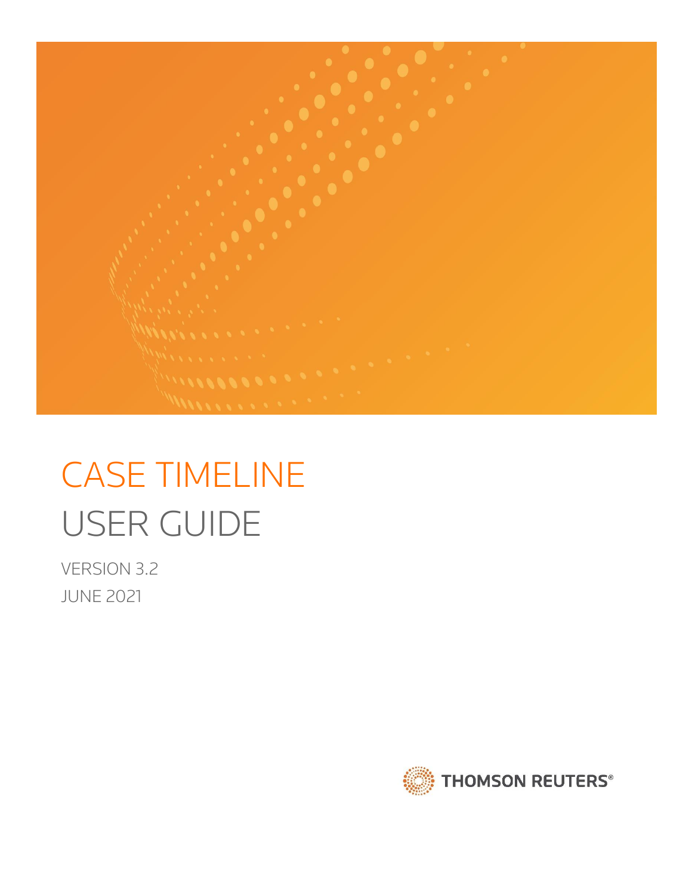# CASE TIMELINE

## USER GUIDE

VERSION 3.2

JUNE 2021

THOMSON REUTERS®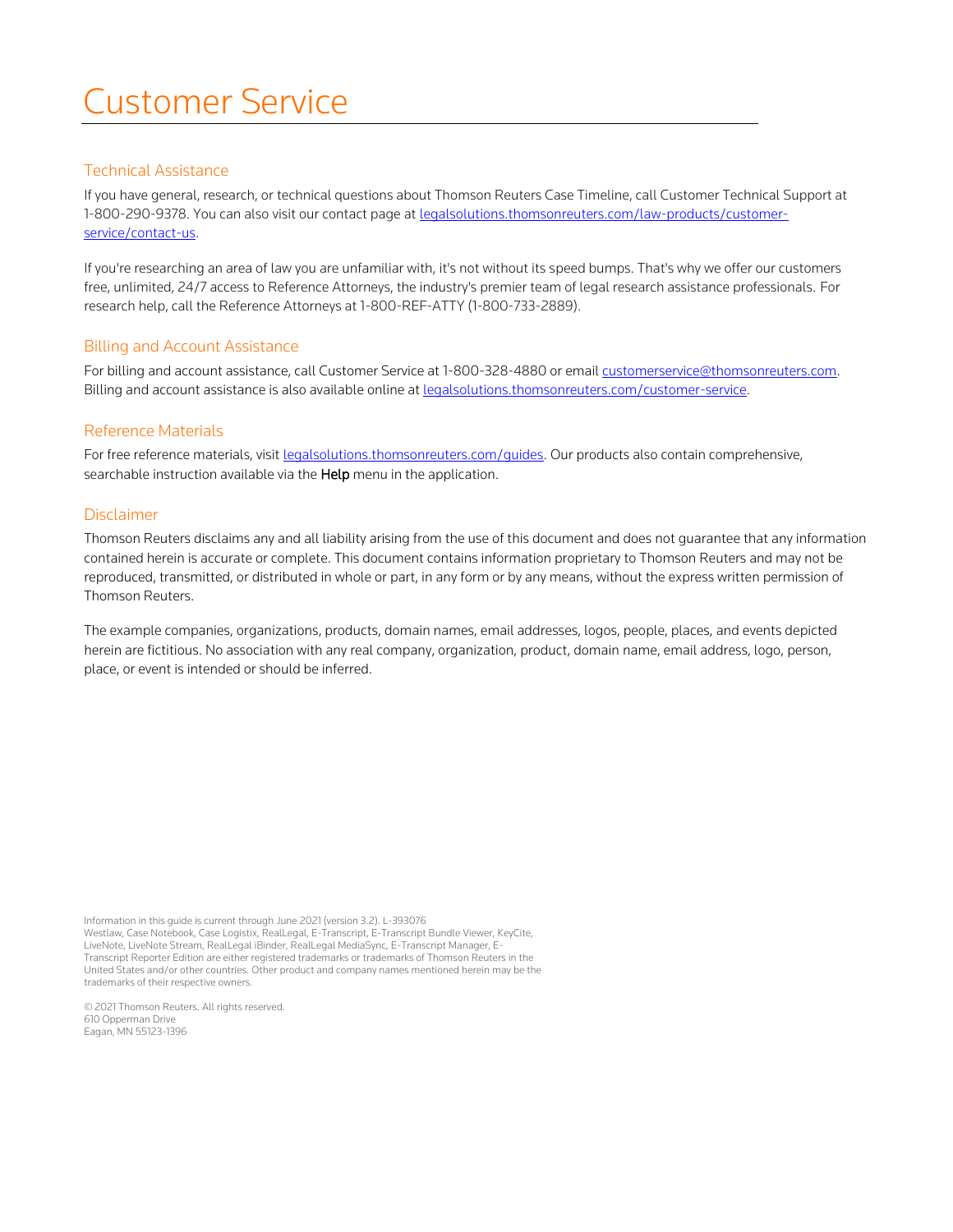# Customer Service

## Technical Assistance

If you have general, research, or technical questions about Thomson Reuters Case Timeline, call Customer Technical Support at 1-800-290-9378. You can also visit our contact page at legalsolutions.thomsonreuters.com/law-products/customer-service/contact-us.

If you're researching an area of law you are unfamiliar with, it's not without its speed bumps. That's why we offer our customers free, unlimited, 24/7 access to Reference Attorneys, the industry's premier team of legal research assistance professionals. For research help, call the Reference Attorneys at 1-800-REF-ATTY (1-800-733-2889).

## Billing and Account Assistance

For billing and account assistance, call Customer Service at 1-800-328-4880 or email customerservice@thomsonreuters.com. Billing and account assistance is also available online at legalsolutions.thomsonreuters.com/customer-service.

## Reference Materials

For free reference materials, visit legalsolutions.thomsonreuters.com/guides. Our products also contain comprehensive, searchable instruction available via the **Help** menu in the application.

## Disclaimer

Thomson Reuters disclaims any and all liability arising from the use of this document and does not guarantee that any information contained herein is accurate or complete. This document contains information proprietary to Thomson Reuters and may not be reproduced, transmitted, or distributed in whole or part, in any form or by any means, without the express written permission of Thomson Reuters.

The example companies, organizations, products, domain names, email addresses, logos, people, places, and events depicted herein are fictitious. No association with any real company, organization, product, domain name, email address, logo, person, place, or event is intended or should be inferred.

Information in this guide is current through June 2021 (version 3.2). L-393076
Westlaw, Case Notebook, Case Logistix, RealLegal, E-Transcript, E-Transcript Bundle Viewer, KeyCite, LiveNote, LiveNote Stream, RealLegal iBinder, RealLegal MediaSync, E-Transcript Manager, E-Transcript Reporter Edition are either registered trademarks or trademarks of Thomson Reuters in the United States and/or other countries. Other product and company names mentioned herein may be the trademarks of their respective owners.

© 2021 Thomson Reuters. All rights reserved.
610 Opperman Drive
Eagan, MN 55123-1396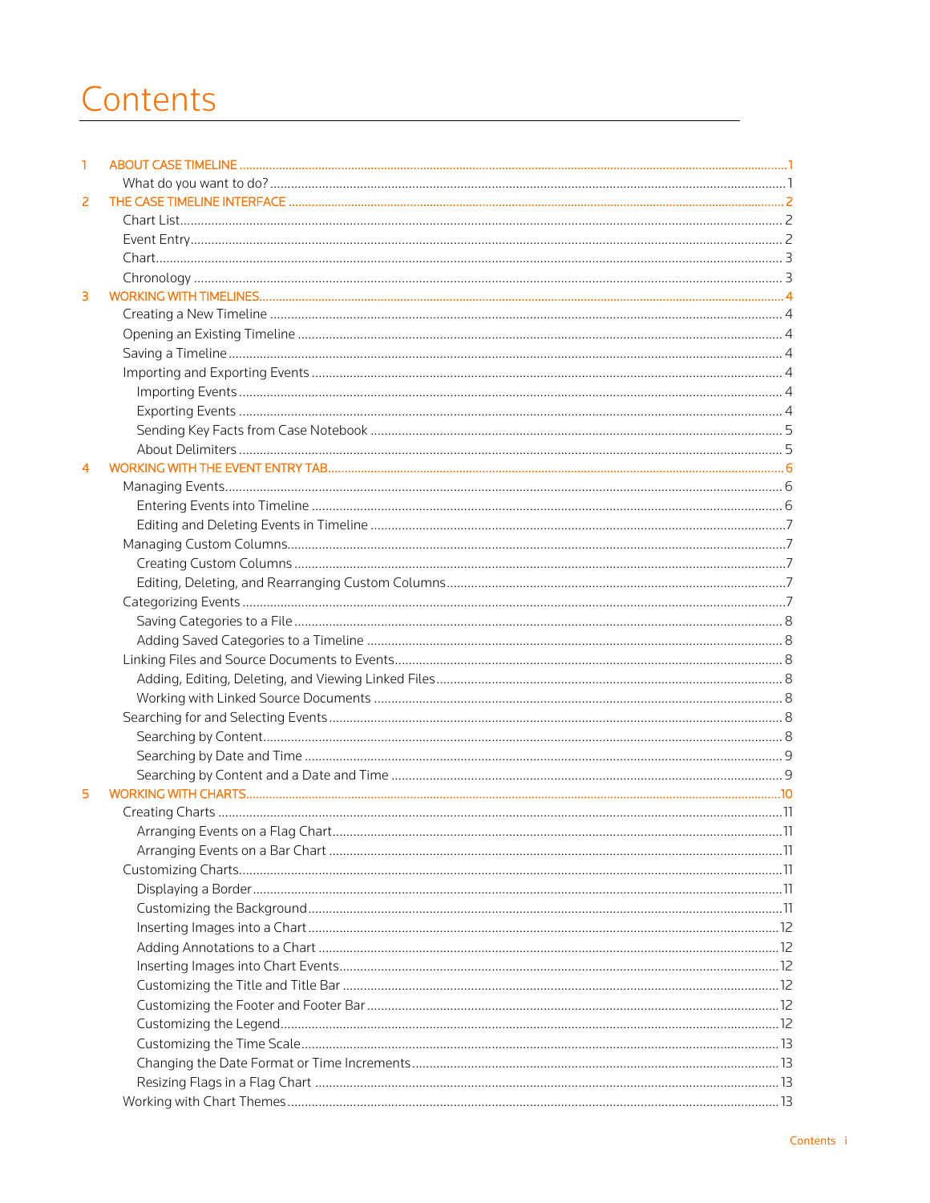# Contents

1 ABOUT CASE TIMELINE ........ 1
- What do you want to do? ........ 1

2 THE CASE TIMELINE INTERFACE ........ 2
- Chart List ........ 2
- Event Entry ........ 2
- Chart ........ 3
- Chronology ........ 3

3 WORKING WITH TIMELINES ........ 4
- Creating a New Timeline ........ 4
- Opening an Existing Timeline ........ 4
- Saving a Timeline ........ 4
- Importing and Exporting Events ........ 4
  - Importing Events ........ 4
  - Exporting Events ........ 4
  - Sending Key Facts from Case Notebook ........ 5
  - About Delimiters ........ 5

4 WORKING WITH THE EVENT ENTRY TAB ........ 6
- Managing Events ........ 6
  - Entering Events into Timeline ........ 6
  - Editing and Deleting Events in Timeline ........ 7
- Managing Custom Columns ........ 7
  - Creating Custom Columns ........ 7
  - Editing, Deleting, and Rearranging Custom Columns ........ 7
- Categorizing Events ........ 7
  - Saving Categories to a File ........ 8
  - Adding Saved Categories to a Timeline ........ 8
- Linking Files and Source Documents to Events ........ 8
  - Adding, Editing, Deleting, and Viewing Linked Files ........ 8
  - Working with Linked Source Documents ........ 8
- Searching for and Selecting Events ........ 8
  - Searching by Content ........ 8
  - Searching by Date and Time ........ 9
  - Searching by Content and a Date and Time ........ 9

5 WORKING WITH CHARTS ........ 10
- Creating Charts ........ 11
  - Arranging Events on a Flag Chart ........ 11
  - Arranging Events on a Bar Chart ........ 11
- Customizing Charts ........ 11
  - Displaying a Border ........ 11
  - Customizing the Background ........ 11
  - Inserting Images into a Chart ........ 12
  - Adding Annotations to a Chart ........ 12
  - Inserting Images into Chart Events ........ 12
  - Customizing the Title and Title Bar ........ 12
  - Customizing the Footer and Footer Bar ........ 12
  - Customizing the Legend ........ 12
  - Customizing the Time Scale ........ 13
  - Changing the Date Format or Time Increments ........ 13
  - Resizing Flags in a Flag Chart ........ 13
- Working with Chart Themes ........ 13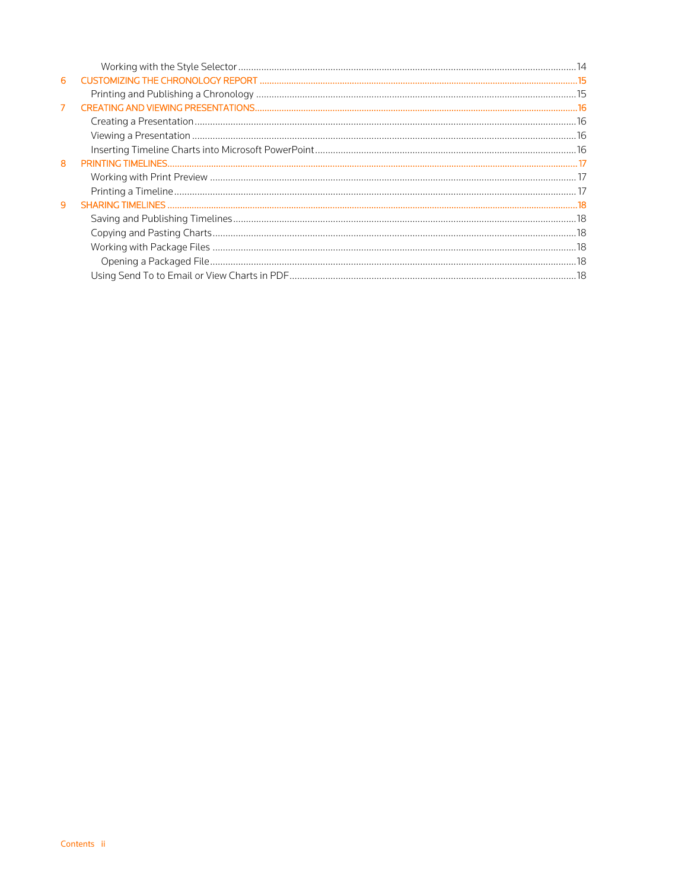- Working with the Style Selector ....................................................14

6 CUSTOMIZING THE CHRONOLOGY REPORT ....................................................15
- Printing and Publishing a Chronology ....................................................15

7 CREATING AND VIEWING PRESENTATIONS ....................................................16
- Creating a Presentation ....................................................16
- Viewing a Presentation ....................................................16
- Inserting Timeline Charts into Microsoft PowerPoint ....................................................16

8 PRINTING TIMELINES ....................................................17
- Working with Print Preview ....................................................17
- Printing a Timeline ....................................................17

9 SHARING TIMELINES ....................................................18
- Saving and Publishing Timelines ....................................................18
- Copying and Pasting Charts ....................................................18
- Working with Package Files ....................................................18
  - Opening a Packaged File ....................................................18
- Using Send To to Email or View Charts in PDF ....................................................18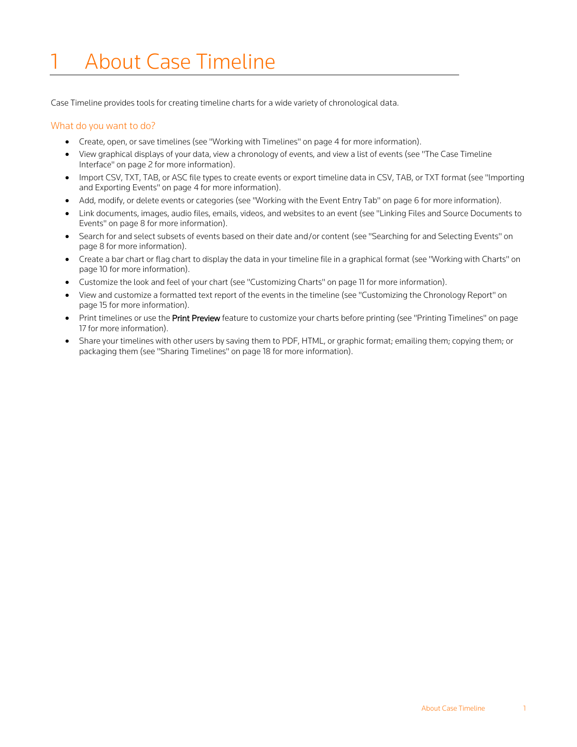# 1 About Case Timeline

Case Timeline provides tools for creating timeline charts for a wide variety of chronological data.

## What do you want to do?

- Create, open, or save timelines (see "Working with Timelines" on page 4 for more information).
- View graphical displays of your data, view a chronology of events, and view a list of events (see "The Case Timeline Interface" on page 2 for more information).
- Import CSV, TXT, TAB, or ASC file types to create events or export timeline data in CSV, TAB, or TXT format (see "Importing and Exporting Events" on page 4 for more information).
- Add, modify, or delete events or categories (see "Working with the Event Entry Tab" on page 6 for more information).
- Link documents, images, audio files, emails, videos, and websites to an event (see "Linking Files and Source Documents to Events" on page 8 for more information).
- Search for and select subsets of events based on their date and/or content (see "Searching for and Selecting Events" on page 8 for more information).
- Create a bar chart or flag chart to display the data in your timeline file in a graphical format (see "Working with Charts" on page 10 for more information).
- Customize the look and feel of your chart (see "Customizing Charts" on page 11 for more information).
- View and customize a formatted text report of the events in the timeline (see "Customizing the Chronology Report" on page 15 for more information).
- Print timelines or use the **Print Preview** feature to customize your charts before printing (see "Printing Timelines" on page 17 for more information).
- Share your timelines with other users by saving them to PDF, HTML, or graphic format; emailing them; copying them; or packaging them (see "Sharing Timelines" on page 18 for more information).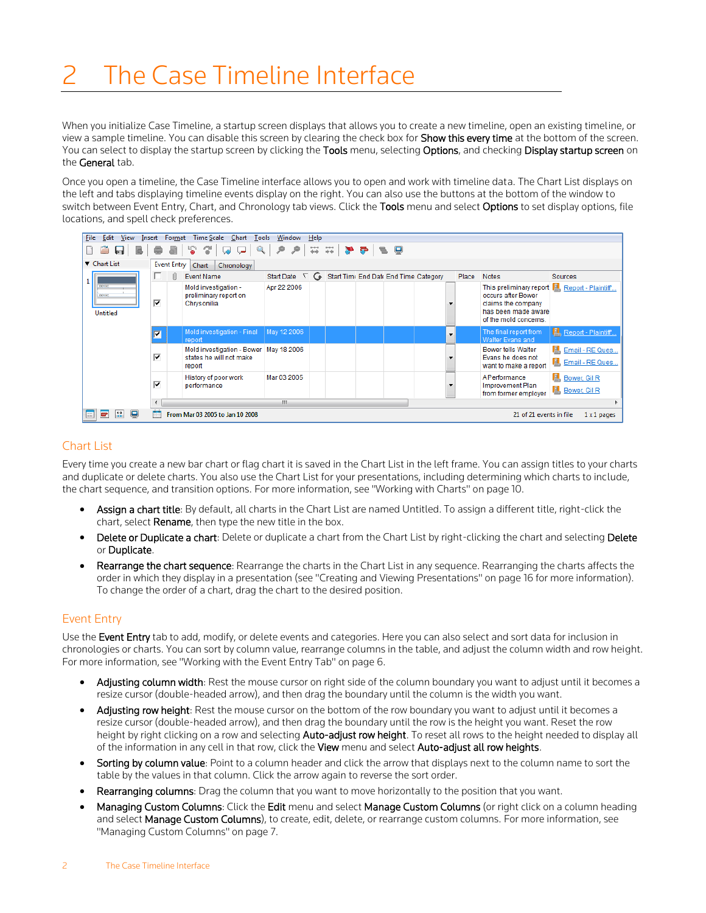# 2 The Case Timeline Interface

When you initialize Case Timeline, a startup screen displays that allows you to create a new timeline, open an existing timeline, or view a sample timeline. You can disable this screen by clearing the check box for **Show this every time** at the bottom of the screen. You can select to display the startup screen by clicking the **Tools** menu, selecting **Options**, and checking **Display startup screen** on the **General** tab.

Once you open a timeline, the Case Timeline interface allows you to open and work with timeline data. The Chart List displays on the left and tabs displaying timeline events display on the right. You can also use the buttons at the bottom of the window to switch between Event Entry, Chart, and Chronology tab views. Click the **Tools** menu and select **Options** to set display options, file locations, and spell check preferences.

## Chart List

Every time you create a new bar chart or flag chart it is saved in the Chart List in the left frame. You can assign titles to your charts and duplicate or delete charts. You also use the Chart List for your presentations, including determining which charts to include, the chart sequence, and transition options. For more information, see "Working with Charts" on page 10.

- **Assign a chart title**: By default, all charts in the Chart List are named Untitled. To assign a different title, right-click the chart, select **Rename**, then type the new title in the box.
- **Delete or Duplicate a chart**: Delete or duplicate a chart from the Chart List by right-clicking the chart and selecting **Delete** or **Duplicate**.
- **Rearrange the chart sequence**: Rearrange the charts in the Chart List in any sequence. Rearranging the charts affects the order in which they display in a presentation (see "Creating and Viewing Presentations" on page 16 for more information). To change the order of a chart, drag the chart to the desired position.

## Event Entry

Use the **Event Entry** tab to add, modify, or delete events and categories. Here you can also select and sort data for inclusion in chronologies or charts. You can sort by column value, rearrange columns in the table, and adjust the column width and row height. For more information, see "Working with the Event Entry Tab" on page 6.

- **Adjusting column width**: Rest the mouse cursor on right side of the column boundary you want to adjust until it becomes a resize cursor (double-headed arrow), and then drag the boundary until the column is the width you want.
- **Adjusting row height**: Rest the mouse cursor on the bottom of the row boundary you want to adjust until it becomes a resize cursor (double-headed arrow), and then drag the boundary until the row is the height you want. Reset the row height by right clicking on a row and selecting **Auto-adjust row height**. To reset all rows to the height needed to display all of the information in any cell in that row, click the **View** menu and select **Auto-adjust all row heights**.
- **Sorting by column value**: Point to a column header and click the arrow that displays next to the column name to sort the table by the values in that column. Click the arrow again to reverse the sort order.
- **Rearranging columns**: Drag the column that you want to move horizontally to the position that you want.
- **Managing Custom Columns**: Click the **Edit** menu and select **Manage Custom Columns** (or right click on a column heading and select **Manage Custom Columns**), to create, edit, delete, or rearrange custom columns. For more information, see "Managing Custom Columns" on page 7.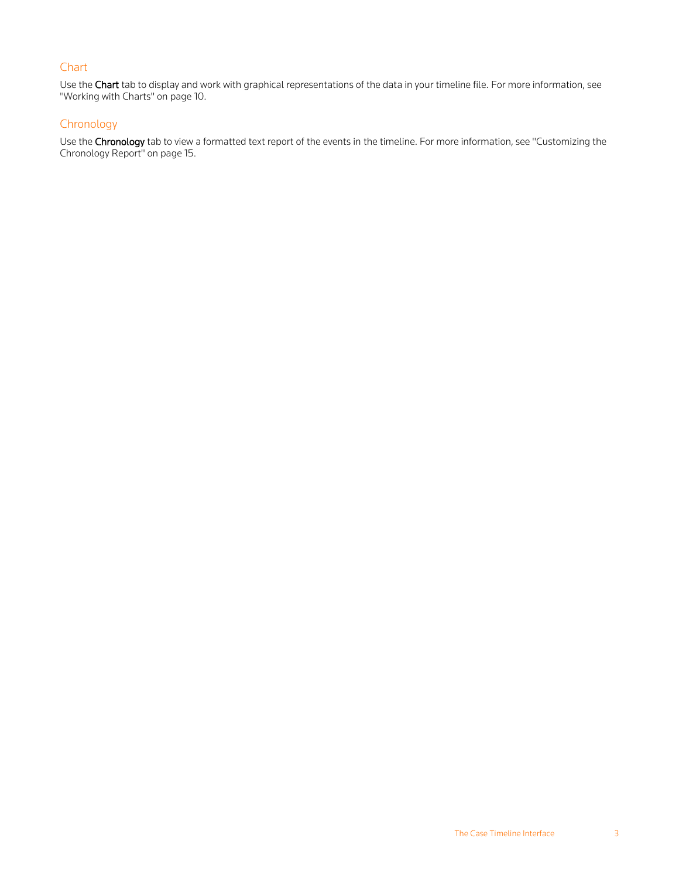## Chart

Use the **Chart** tab to display and work with graphical representations of the data in your timeline file. For more information, see "Working with Charts" on page 10.

## Chronology

Use the **Chronology** tab to view a formatted text report of the events in the timeline. For more information, see "Customizing the Chronology Report" on page 15.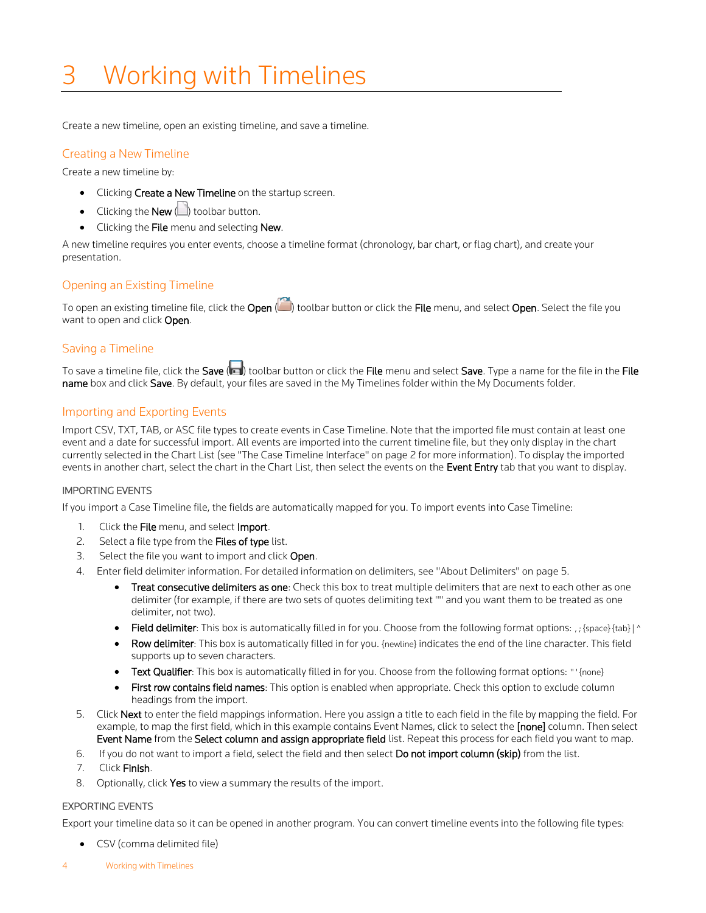# 3 Working with Timelines

Create a new timeline, open an existing timeline, and save a timeline.

## Creating a New Timeline

Create a new timeline by:

- Clicking **Create a New Timeline** on the startup screen.
- Clicking the **New** ( ) toolbar button.
- Clicking the **File** menu and selecting **New**.

A new timeline requires you enter events, choose a timeline format (chronology, bar chart, or flag chart), and create your presentation.

## Opening an Existing Timeline

To open an existing timeline file, click the **Open** ( ) toolbar button or click the **File** menu, and select **Open**. Select the file you want to open and click **Open**.

## Saving a Timeline

To save a timeline file, click the **Save** ( ) toolbar button or click the **File** menu and select **Save**. Type a name for the file in the **File name** box and click **Save**. By default, your files are saved in the My Timelines folder within the My Documents folder.

## Importing and Exporting Events

Import CSV, TXT, TAB, or ASC file types to create events in Case Timeline. Note that the imported file must contain at least one event and a date for successful import. All events are imported into the current timeline file, but they only display in the chart currently selected in the Chart List (see "The Case Timeline Interface" on page 2 for more information). To display the imported events in another chart, select the chart in the Chart List, then select the events on the **Event Entry** tab that you want to display.

### IMPORTING EVENTS

If you import a Case Timeline file, the fields are automatically mapped for you. To import events into Case Timeline:

1. Click the **File** menu, and select **Import**.
2. Select a file type from the **Files of type** list.
3. Select the file you want to import and click **Open**.
4. Enter field delimiter information. For detailed information on delimiters, see "About Delimiters" on page 5.
   - **Treat consecutive delimiters as one**: Check this box to treat multiple delimiters that are next to each other as one delimiter (for example, if there are two sets of quotes delimiting text "" and you want them to be treated as one delimiter, not two).
   - **Field delimiter**: This box is automatically filled in for you. Choose from the following format options: , ; {space} {tab} | ^
   - **Row delimiter**: This box is automatically filled in for you. {newline} indicates the end of the line character. This field supports up to seven characters.
   - **Text Qualifier**: This box is automatically filled in for you. Choose from the following format options: " ' {none}
   - **First row contains field names**: This option is enabled when appropriate. Check this option to exclude column headings from the import.
5. Click **Next** to enter the field mappings information. Here you assign a title to each field in the file by mapping the field. For example, to map the first field, which in this example contains Event Names, click to select the **[none]** column. Then select **Event Name** from the **Select column and assign appropriate field** list. Repeat this process for each field you want to map.
6. If you do not want to import a field, select the field and then select **Do not import column (skip)** from the list.
7. Click **Finish**.
8. Optionally, click **Yes** to view a summary the results of the import.

### EXPORTING EVENTS

Export your timeline data so it can be opened in another program. You can convert timeline events into the following file types:

- CSV (comma delimited file)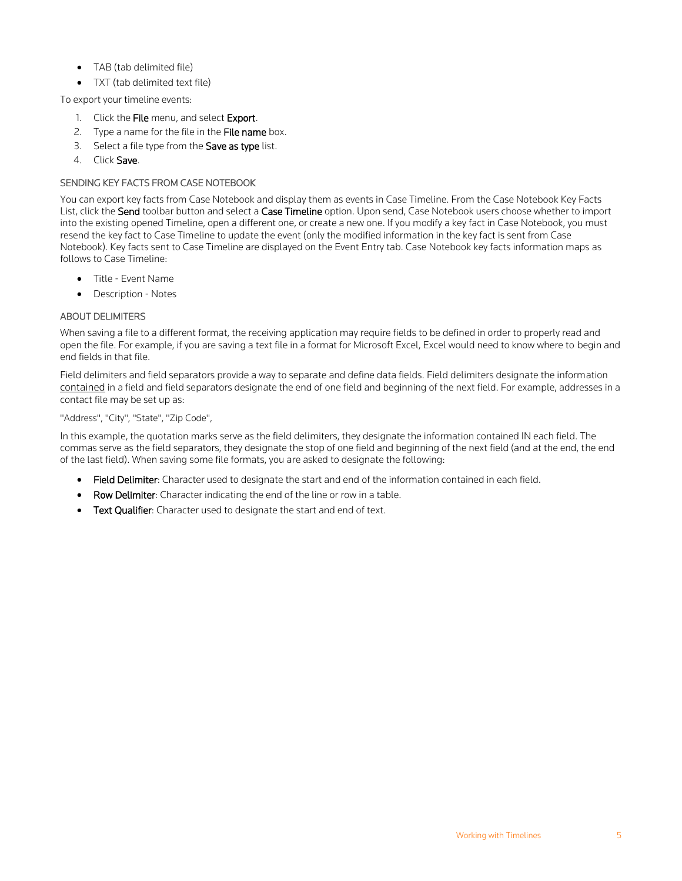- TAB (tab delimited file)
- TXT (tab delimited text file)

To export your timeline events:

1. Click the **File** menu, and select **Export**.
2. Type a name for the file in the **File name** box.
3. Select a file type from the **Save as type** list.
4. Click **Save**.

### SENDING KEY FACTS FROM CASE NOTEBOOK

You can export key facts from Case Notebook and display them as events in Case Timeline. From the Case Notebook Key Facts List, click the **Send** toolbar button and select a **Case Timeline** option. Upon send, Case Notebook users choose whether to import into the existing opened Timeline, open a different one, or create a new one. If you modify a key fact in Case Notebook, you must resend the key fact to Case Timeline to update the event (only the modified information in the key fact is sent from Case Notebook). Key facts sent to Case Timeline are displayed on the Event Entry tab. Case Notebook key facts information maps as follows to Case Timeline:

- Title - Event Name
- Description - Notes

### ABOUT DELIMITERS

When saving a file to a different format, the receiving application may require fields to be defined in order to properly read and open the file. For example, if you are saving a text file in a format for Microsoft Excel, Excel would need to know where to begin and end fields in that file.

Field delimiters and field separators provide a way to separate and define data fields. Field delimiters designate the information contained in a field and field separators designate the end of one field and beginning of the next field. For example, addresses in a contact file may be set up as:

"Address", "City", "State", "Zip Code",

In this example, the quotation marks serve as the field delimiters, they designate the information contained IN each field. The commas serve as the field separators, they designate the stop of one field and beginning of the next field (and at the end, the end of the last field). When saving some file formats, you are asked to designate the following:

- **Field Delimiter**: Character used to designate the start and end of the information contained in each field.
- **Row Delimiter**: Character indicating the end of the line or row in a table.
- **Text Qualifier**: Character used to designate the start and end of text.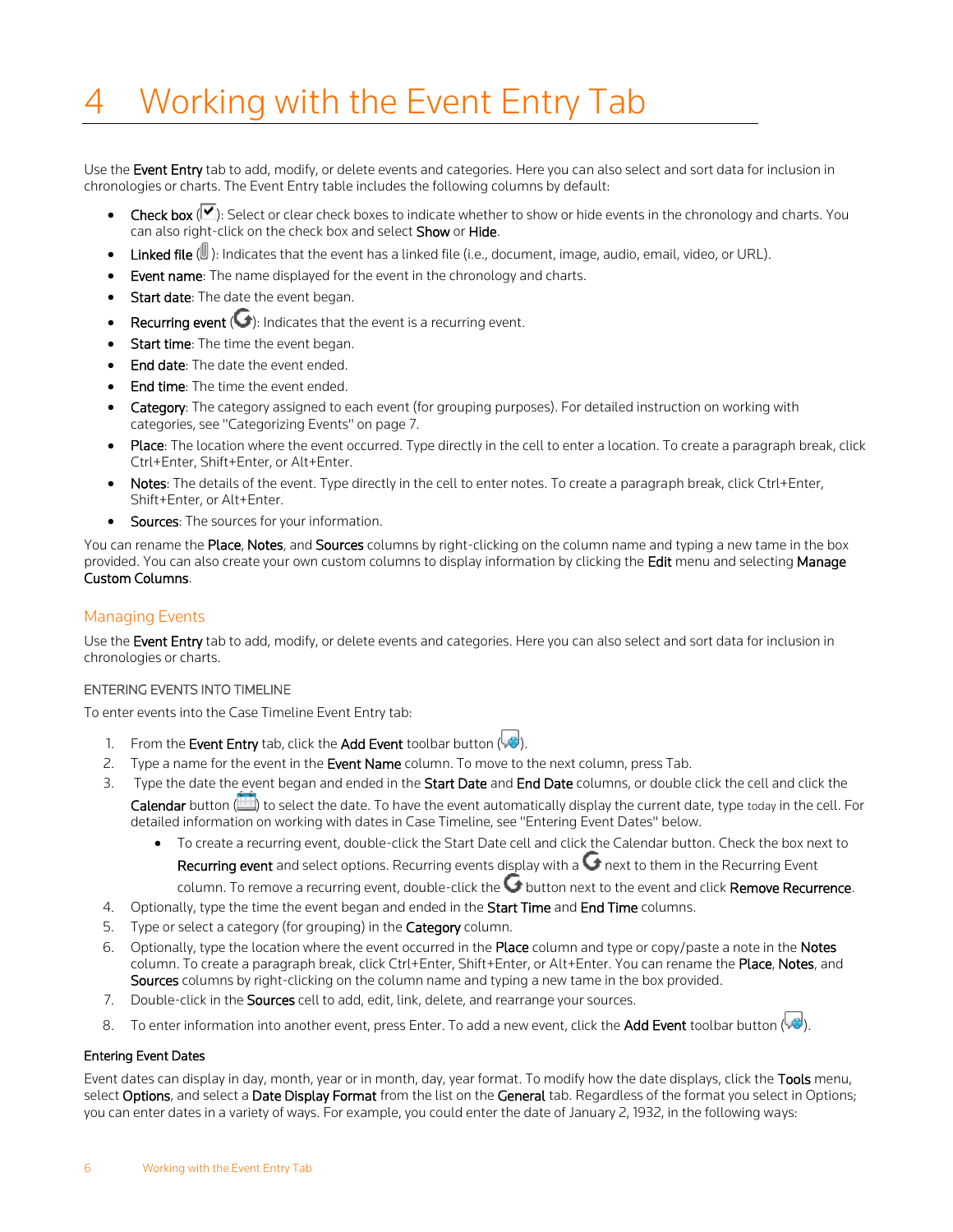# 4 Working with the Event Entry Tab

Use the **Event Entry** tab to add, modify, or delete events and categories. Here you can also select and sort data for inclusion in chronologies or charts. The Event Entry table includes the following columns by default:

- **Check box** ( ): Select or clear check boxes to indicate whether to show or hide events in the chronology and charts. You can also right-click on the check box and select **Show** or **Hide**.
- **Linked file** ( ): Indicates that the event has a linked file (i.e., document, image, audio, email, video, or URL).
- **Event name**: The name displayed for the event in the chronology and charts.
- **Start date**: The date the event began.
- **Recurring event** ( ): Indicates that the event is a recurring event.
- **Start time**: The time the event began.
- **End date**: The date the event ended.
- **End time**: The time the event ended.
- **Category**: The category assigned to each event (for grouping purposes). For detailed instruction on working with categories, see "Categorizing Events" on page 7.
- **Place**: The location where the event occurred. Type directly in the cell to enter a location. To create a paragraph break, click Ctrl+Enter, Shift+Enter, or Alt+Enter.
- **Notes**: The details of the event. Type directly in the cell to enter notes. To create a paragraph break, click Ctrl+Enter, Shift+Enter, or Alt+Enter.
- **Sources**: The sources for your information.

You can rename the **Place**, **Notes**, and **Sources** columns by right-clicking on the column name and typing a new tame in the box provided. You can also create your own custom columns to display information by clicking the **Edit** menu and selecting **Manage Custom Columns**.

## Managing Events

Use the **Event Entry** tab to add, modify, or delete events and categories. Here you can also select and sort data for inclusion in chronologies or charts.

### ENTERING EVENTS INTO TIMELINE

To enter events into the Case Timeline Event Entry tab:

1. From the **Event Entry** tab, click the **Add Event** toolbar button ( ).
2. Type a name for the event in the **Event Name** column. To move to the next column, press Tab.
3. Type the date the event began and ended in the **Start Date** and **End Date** columns, or double click the cell and click the **Calendar** button ( ) to select the date. To have the event automatically display the current date, type today in the cell. For detailed information on working with dates in Case Timeline, see "Entering Event Dates" below.
   - To create a recurring event, double-click the Start Date cell and click the Calendar button. Check the box next to **Recurring event** and select options. Recurring events display with a  next to them in the Recurring Event column. To remove a recurring event, double-click the  button next to the event and click **Remove Recurrence**.
4. Optionally, type the time the event began and ended in the **Start Time** and **End Time** columns.
5. Type or select a category (for grouping) in the **Category** column.
6. Optionally, type the location where the event occurred in the **Place** column and type or copy/paste a note in the **Notes** column. To create a paragraph break, click Ctrl+Enter, Shift+Enter, or Alt+Enter. You can rename the **Place**, **Notes**, and **Sources** columns by right-clicking on the column name and typing a new tame in the box provided.
7. Double-click in the **Sources** cell to add, edit, link, delete, and rearrange your sources.
8. To enter information into another event, press Enter. To add a new event, click the **Add Event** toolbar button ( ).

#### Entering Event Dates

Event dates can display in day, month, year or in month, day, year format. To modify how the date displays, click the **Tools** menu, select **Options**, and select a **Date Display Format** from the list on the **General** tab. Regardless of the format you select in Options; you can enter dates in a variety of ways. For example, you could enter the date of January 2, 1932, in the following ways: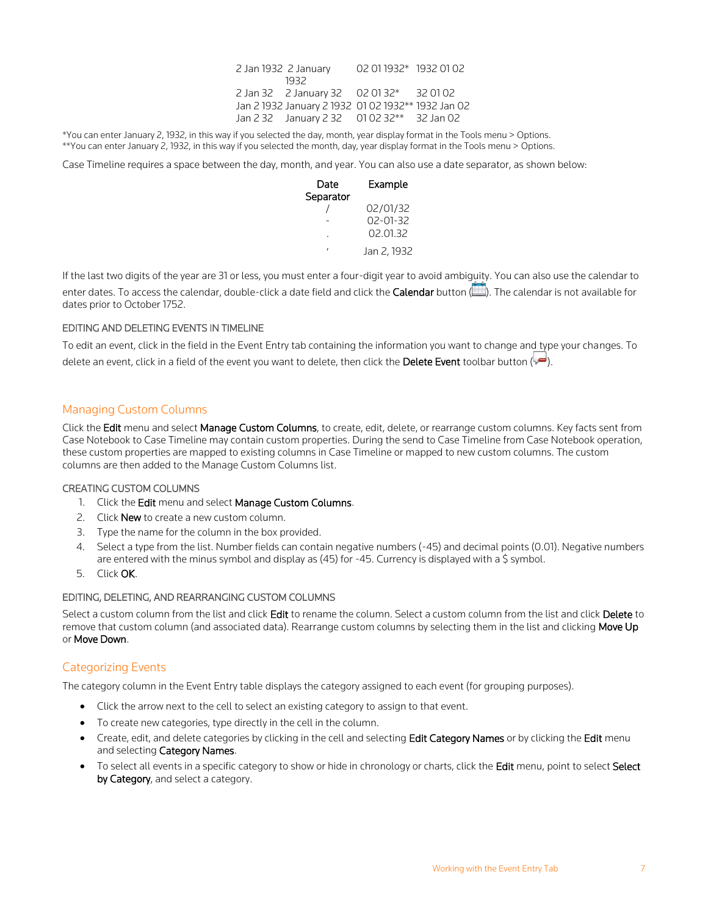| | | | |
|---|---|---|---|
| 2 Jan 1932 | 2 January 1932 | 02 01 1932* | 1932 01 02 |
| 2 Jan 32 | 2 January 32 | 02 01 32* | 32 01 02 |
| Jan 2 1932 | January 2 1932 | 01 02 1932** | 1932 Jan 02 |
| Jan 2 32 | January 2 32 | 01 02 32** | 32 Jan 02 |

*You can enter January 2, 1932, in this way if you selected the day, month, year display format in the Tools menu > Options.
**You can enter January 2, 1932, in this way if you selected the month, day, year display format in the Tools menu > Options.

Case Timeline requires a space between the day, month, and year. You can also use a date separator, as shown below:

| Date Separator | Example |
|---|---|
| / | 02/01/32 |
| - | 02-01-32 |
| . | 02.01.32 |
| , | Jan 2, 1932 |

If the last two digits of the year are 31 or less, you must enter a four-digit year to avoid ambiguity. You can also use the calendar to enter dates. To access the calendar, double-click a date field and click the **Calendar** button ( ). The calendar is not available for dates prior to October 1752.

#### EDITING AND DELETING EVENTS IN TIMELINE

To edit an event, click in the field in the Event Entry tab containing the information you want to change and type your changes. To delete an event, click in a field of the event you want to delete, then click the **Delete Event** toolbar button ( ).

## Managing Custom Columns

Click the **Edit** menu and select **Manage Custom Columns**, to create, edit, delete, or rearrange custom columns. Key facts sent from Case Notebook to Case Timeline may contain custom properties. During the send to Case Timeline from Case Notebook operation, these custom properties are mapped to existing columns in Case Timeline or mapped to new custom columns. The custom columns are then added to the Manage Custom Columns list.

#### CREATING CUSTOM COLUMNS

1. Click the **Edit** menu and select **Manage Custom Columns**.
2. Click **New** to create a new custom column.
3. Type the name for the column in the box provided.
4. Select a type from the list. Number fields can contain negative numbers (-45) and decimal points (0.01). Negative numbers are entered with the minus symbol and display as (45) for -45. Currency is displayed with a $ symbol.
5. Click **OK**.

#### EDITING, DELETING, AND REARRANGING CUSTOM COLUMNS

Select a custom column from the list and click **Edit** to rename the column. Select a custom column from the list and click **Delete** to remove that custom column (and associated data). Rearrange custom columns by selecting them in the list and clicking **Move Up** or **Move Down**.

## Categorizing Events

The category column in the Event Entry table displays the category assigned to each event (for grouping purposes).

- Click the arrow next to the cell to select an existing category to assign to that event.
- To create new categories, type directly in the cell in the column.
- Create, edit, and delete categories by clicking in the cell and selecting **Edit Category Names** or by clicking the **Edit** menu and selecting **Category Names**.
- To select all events in a specific category to show or hide in chronology or charts, click the **Edit** menu, point to select **Select by Category**, and select a category.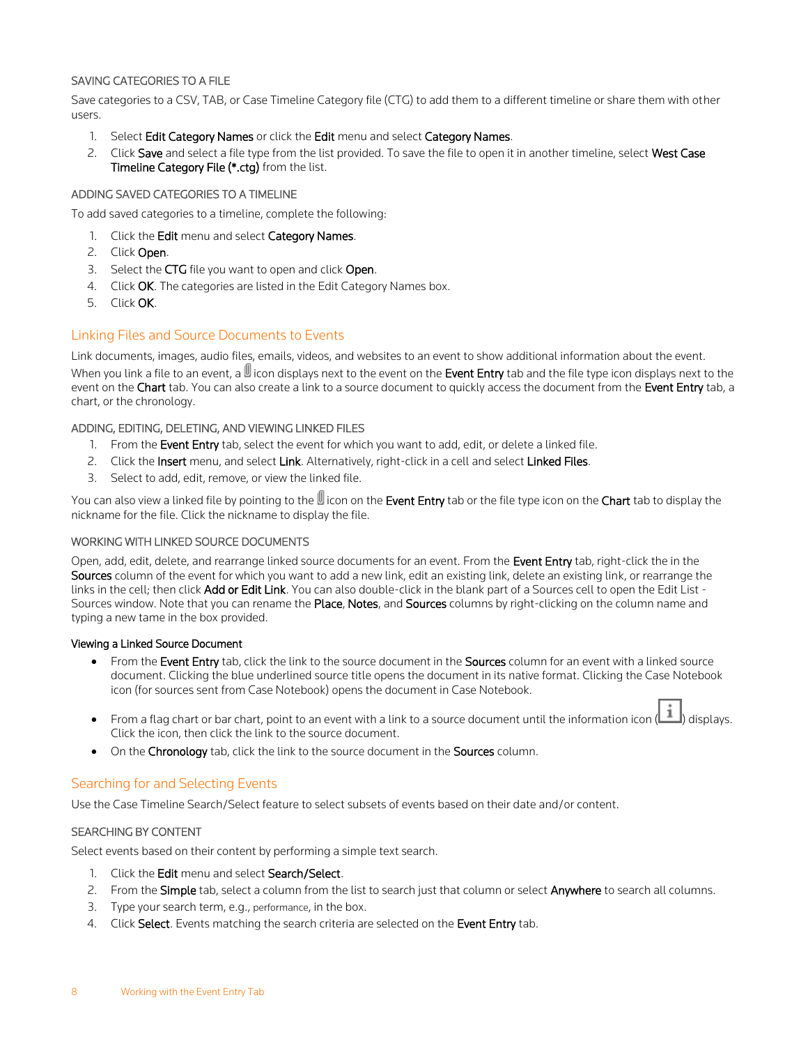### SAVING CATEGORIES TO A FILE

Save categories to a CSV, TAB, or Case Timeline Category file (CTG) to add them to a different timeline or share them with other users.

1. Select **Edit Category Names** or click the **Edit** menu and select **Category Names**.
2. Click **Save** and select a file type from the list provided. To save the file to open it in another timeline, select **West Case Timeline Category File (*.ctg)** from the list.

### ADDING SAVED CATEGORIES TO A TIMELINE

To add saved categories to a timeline, complete the following:

1. Click the **Edit** menu and select **Category Names**.
2. Click **Open**.
3. Select the **CTG** file you want to open and click **Open**.
4. Click **OK**. The categories are listed in the Edit Category Names box.
5. Click **OK**.

## Linking Files and Source Documents to Events

Link documents, images, audio files, emails, videos, and websites to an event to show additional information about the event. When you link a file to an event, a 📎 icon displays next to the event on the **Event Entry** tab and the file type icon displays next to the event on the **Chart** tab. You can also create a link to a source document to quickly access the document from the **Event Entry** tab, a chart, or the chronology.

### ADDING, EDITING, DELETING, AND VIEWING LINKED FILES

1. From the **Event Entry** tab, select the event for which you want to add, edit, or delete a linked file.
2. Click the **Insert** menu, and select **Link**. Alternatively, right-click in a cell and select **Linked Files**.
3. Select to add, edit, remove, or view the linked file.

You can also view a linked file by pointing to the 📎 icon on the **Event Entry** tab or the file type icon on the **Chart** tab to display the nickname for the file. Click the nickname to display the file.

### WORKING WITH LINKED SOURCE DOCUMENTS

Open, add, edit, delete, and rearrange linked source documents for an event. From the **Event Entry** tab, right-click the in the **Sources** column of the event for which you want to add a new link, edit an existing link, delete an existing link, or rearrange the links in the cell; then click **Add or Edit Link**. You can also double-click in the blank part of a Sources cell to open the Edit List - Sources window. Note that you can rename the **Place**, **Notes**, and **Sources** columns by right-clicking on the column name and typing a new tame in the box provided.

**Viewing a Linked Source Document**

- From the **Event Entry** tab, click the link to the source document in the **Sources** column for an event with a linked source document. Clicking the blue underlined source title opens the document in its native format. Clicking the Case Notebook icon (for sources sent from Case Notebook) opens the document in Case Notebook.
- From a flag chart or bar chart, point to an event with a link to a source document until the information icon (ℹ) displays. Click the icon, then click the link to the source document.
- On the **Chronology** tab, click the link to the source document in the **Sources** column.

## Searching for and Selecting Events

Use the Case Timeline Search/Select feature to select subsets of events based on their date and/or content.

### SEARCHING BY CONTENT

Select events based on their content by performing a simple text search.

1. Click the **Edit** menu and select **Search/Select**.
2. From the **Simple** tab, select a column from the list to search just that column or select **Anywhere** to search all columns.
3. Type your search term, e.g., performance, in the box.
4. Click **Select**. Events matching the search criteria are selected on the **Event Entry** tab.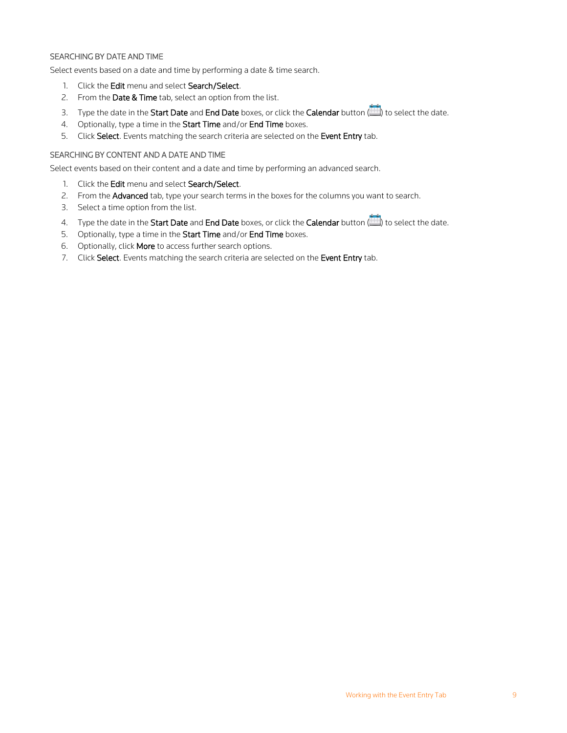### SEARCHING BY DATE AND TIME

Select events based on a date and time by performing a date & time search.

1. Click the **Edit** menu and select **Search/Select**.
2. From the **Date & Time** tab, select an option from the list.
3. Type the date in the **Start Date** and **End Date** boxes, or click the **Calendar** button ( ) to select the date.
4. Optionally, type a time in the **Start Time** and/or **End Time** boxes.
5. Click **Select**. Events matching the search criteria are selected on the **Event Entry** tab.

### SEARCHING BY CONTENT AND A DATE AND TIME

Select events based on their content and a date and time by performing an advanced search.

1. Click the **Edit** menu and select **Search/Select**.
2. From the **Advanced** tab, type your search terms in the boxes for the columns you want to search.
3. Select a time option from the list.
4. Type the date in the **Start Date** and **End Date** boxes, or click the **Calendar** button ( ) to select the date.
5. Optionally, type a time in the **Start Time** and/or **End Time** boxes.
6. Optionally, click **More** to access further search options.
7. Click **Select**. Events matching the search criteria are selected on the **Event Entry** tab.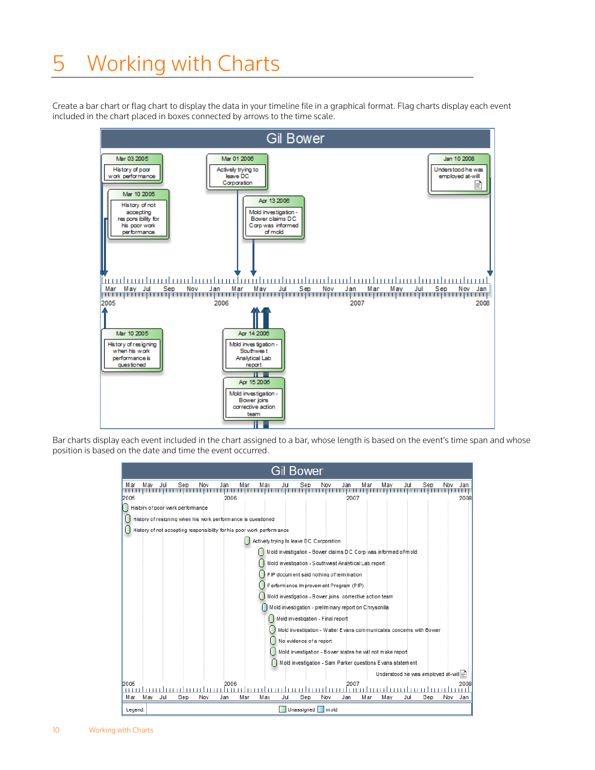# 5 Working with Charts

Create a bar chart or flag chart to display the data in your timeline file in a graphical format. Flag charts display each event included in the chart placed in boxes connected by arrows to the time scale.

Bar charts display each event included in the chart assigned to a bar, whose length is based on the event's time span and whose position is based on the date and time the event occurred.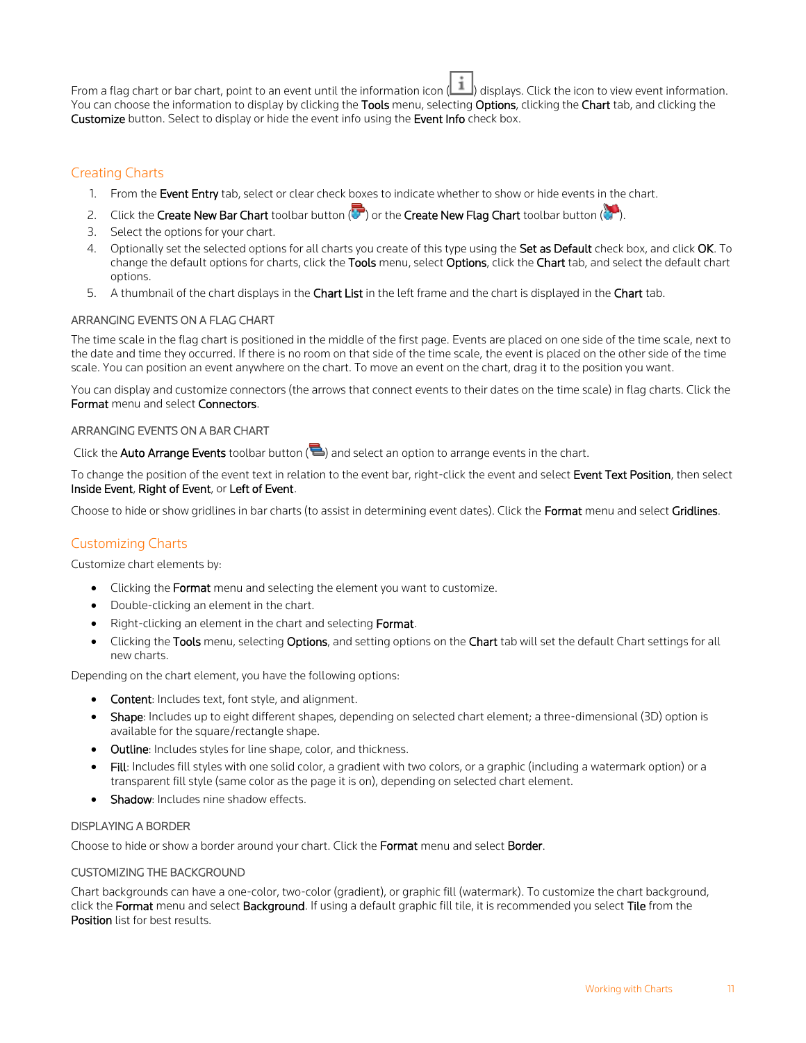From a flag chart or bar chart, point to an event until the information icon ( ) displays. Click the icon to view event information. You can choose the information to display by clicking the **Tools** menu, selecting **Options**, clicking the **Chart** tab, and clicking the **Customize** button. Select to display or hide the event info using the **Event Info** check box.

## Creating Charts

1. From the **Event Entry** tab, select or clear check boxes to indicate whether to show or hide events in the chart.
2. Click the **Create New Bar Chart** toolbar button ( ) or the **Create New Flag Chart** toolbar button ( ).
3. Select the options for your chart.
4. Optionally set the selected options for all charts you create of this type using the **Set as Default** check box, and click **OK**. To change the default options for charts, click the **Tools** menu, select **Options**, click the **Chart** tab, and select the default chart options.
5. A thumbnail of the chart displays in the **Chart List** in the left frame and the chart is displayed in the **Chart** tab.

### ARRANGING EVENTS ON A FLAG CHART

The time scale in the flag chart is positioned in the middle of the first page. Events are placed on one side of the time scale, next to the date and time they occurred. If there is no room on that side of the time scale, the event is placed on the other side of the time scale. You can position an event anywhere on the chart. To move an event on the chart, drag it to the position you want.

You can display and customize connectors (the arrows that connect events to their dates on the time scale) in flag charts. Click the **Format** menu and select **Connectors**.

### ARRANGING EVENTS ON A BAR CHART

Click the **Auto Arrange Events** toolbar button ( ) and select an option to arrange events in the chart.

To change the position of the event text in relation to the event bar, right-click the event and select **Event Text Position**, then select **Inside Event**, **Right of Event**, or **Left of Event**.

Choose to hide or show gridlines in bar charts (to assist in determining event dates). Click the **Format** menu and select **Gridlines**.

## Customizing Charts

Customize chart elements by:

- Clicking the **Format** menu and selecting the element you want to customize.
- Double-clicking an element in the chart.
- Right-clicking an element in the chart and selecting **Format**.
- Clicking the **Tools** menu, selecting **Options**, and setting options on the **Chart** tab will set the default Chart settings for all new charts.

Depending on the chart element, you have the following options:

- **Content**: Includes text, font style, and alignment.
- **Shape**: Includes up to eight different shapes, depending on selected chart element; a three-dimensional (3D) option is available for the square/rectangle shape.
- **Outline**: Includes styles for line shape, color, and thickness.
- **Fill**: Includes fill styles with one solid color, a gradient with two colors, or a graphic (including a watermark option) or a transparent fill style (same color as the page it is on), depending on selected chart element.
- **Shadow**: Includes nine shadow effects.

### DISPLAYING A BORDER

Choose to hide or show a border around your chart. Click the **Format** menu and select **Border**.

### CUSTOMIZING THE BACKGROUND

Chart backgrounds can have a one-color, two-color (gradient), or graphic fill (watermark). To customize the chart background, click the **Format** menu and select **Background**. If using a default graphic fill tile, it is recommended you select **Tile** from the **Position** list for best results.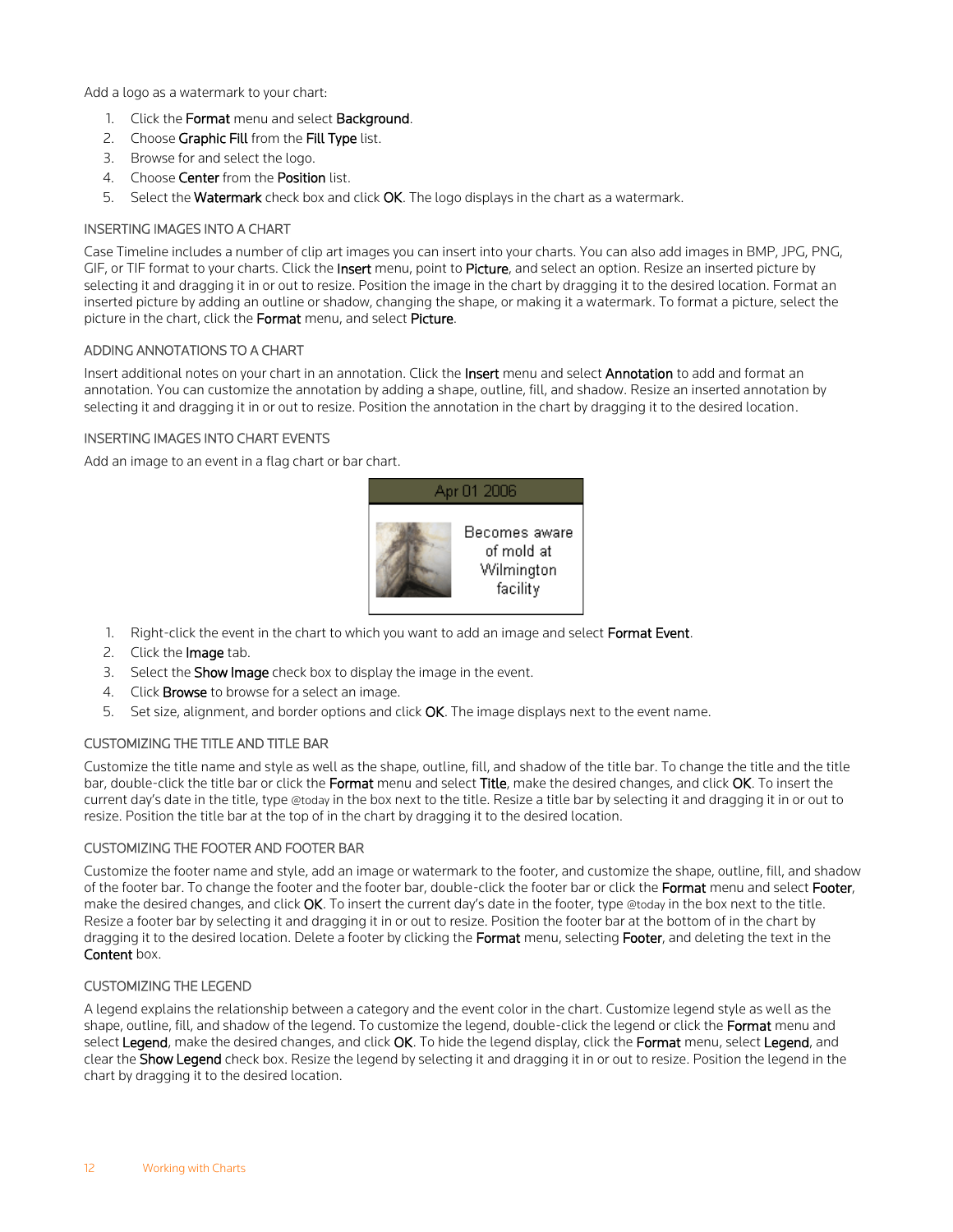Add a logo as a watermark to your chart:

1. Click the **Format** menu and select **Background**.
2. Choose **Graphic Fill** from the **Fill Type** list.
3. Browse for and select the logo.
4. Choose **Center** from the **Position** list.
5. Select the **Watermark** check box and click **OK**. The logo displays in the chart as a watermark.

### INSERTING IMAGES INTO A CHART

Case Timeline includes a number of clip art images you can insert into your charts. You can also add images in BMP, JPG, PNG, GIF, or TIF format to your charts. Click the **Insert** menu, point to **Picture**, and select an option. Resize an inserted picture by selecting it and dragging it in or out to resize. Position the image in the chart by dragging it to the desired location. Format an inserted picture by adding an outline or shadow, changing the shape, or making it a watermark. To format a picture, select the picture in the chart, click the **Format** menu, and select **Picture**.

### ADDING ANNOTATIONS TO A CHART

Insert additional notes on your chart in an annotation. Click the **Insert** menu and select **Annotation** to add and format an annotation. You can customize the annotation by adding a shape, outline, fill, and shadow. Resize an inserted annotation by selecting it and dragging it in or out to resize. Position the annotation in the chart by dragging it to the desired location.

### INSERTING IMAGES INTO CHART EVENTS

Add an image to an event in a flag chart or bar chart.

1. Right-click the event in the chart to which you want to add an image and select **Format Event**.
2. Click the **Image** tab.
3. Select the **Show Image** check box to display the image in the event.
4. Click **Browse** to browse for a select an image.
5. Set size, alignment, and border options and click **OK**. The image displays next to the event name.

### CUSTOMIZING THE TITLE AND TITLE BAR

Customize the title name and style as well as the shape, outline, fill, and shadow of the title bar. To change the title and the title bar, double-click the title bar or click the **Format** menu and select **Title**, make the desired changes, and click **OK**. To insert the current day's date in the title, type @today in the box next to the title. Resize a title bar by selecting it and dragging it in or out to resize. Position the title bar at the top of in the chart by dragging it to the desired location.

### CUSTOMIZING THE FOOTER AND FOOTER BAR

Customize the footer name and style, add an image or watermark to the footer, and customize the shape, outline, fill, and shadow of the footer bar. To change the footer and the footer bar, double-click the footer bar or click the **Format** menu and select **Footer**, make the desired changes, and click **OK**. To insert the current day's date in the footer, type @today in the box next to the title. Resize a footer bar by selecting it and dragging it in or out to resize. Position the footer bar at the bottom of in the chart by dragging it to the desired location. Delete a footer by clicking the **Format** menu, selecting **Footer**, and deleting the text in the **Content** box.

### CUSTOMIZING THE LEGEND

A legend explains the relationship between a category and the event color in the chart. Customize legend style as well as the shape, outline, fill, and shadow of the legend. To customize the legend, double-click the legend or click the **Format** menu and select **Legend**, make the desired changes, and click **OK**. To hide the legend display, click the **Format** menu, select **Legend**, and clear the **Show Legend** check box. Resize the legend by selecting it and dragging it in or out to resize. Position the legend in the chart by dragging it to the desired location.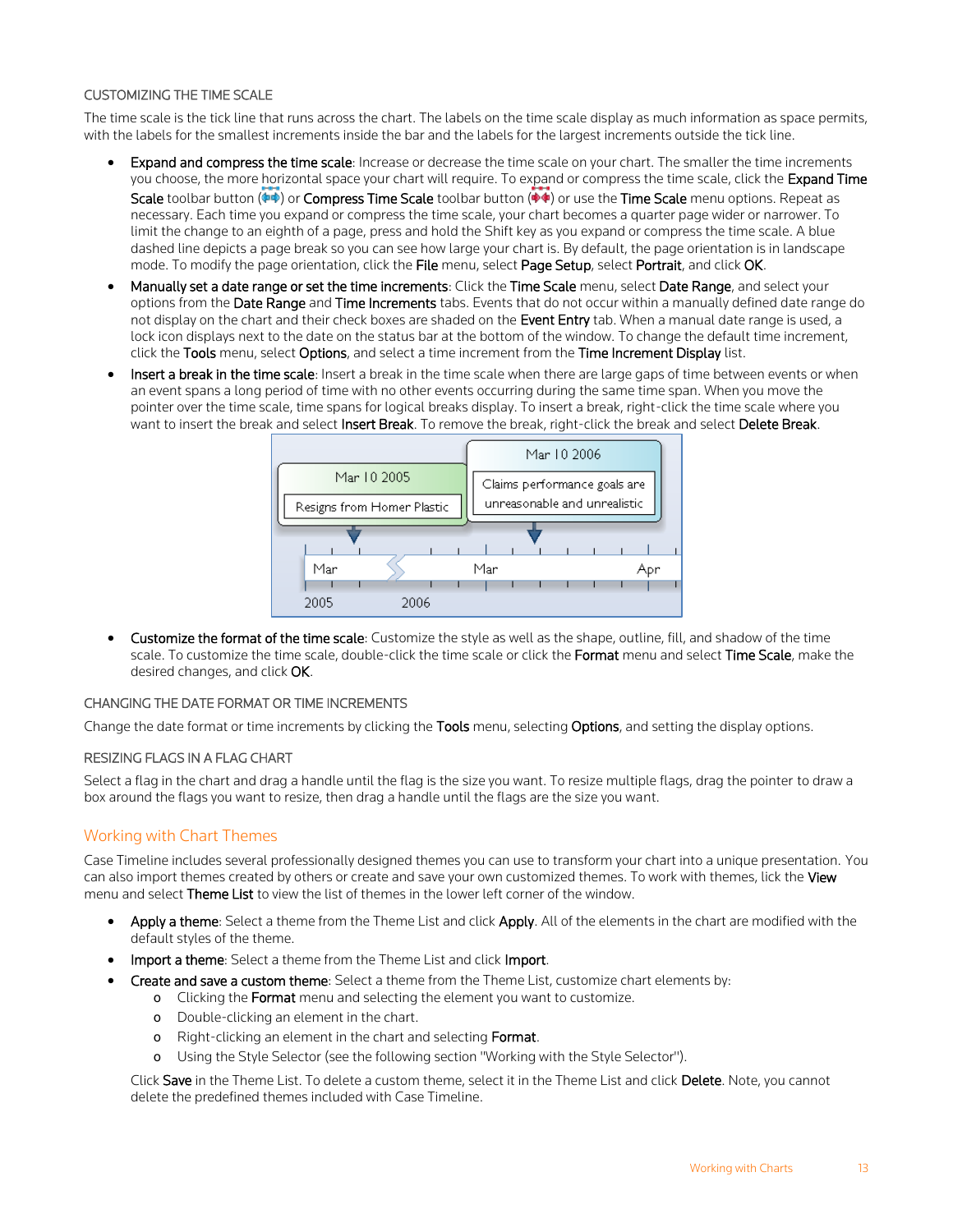### CUSTOMIZING THE TIME SCALE

The time scale is the tick line that runs across the chart. The labels on the time scale display as much information as space permits, with the labels for the smallest increments inside the bar and the labels for the largest increments outside the tick line.

- **Expand and compress the time scale**: Increase or decrease the time scale on your chart. The smaller the time increments you choose, the more horizontal space your chart will require. To expand or compress the time scale, click the **Expand Time Scale** toolbar button ( ) or **Compress Time Scale** toolbar button ( ) or use the **Time Scale** menu options. Repeat as necessary. Each time you expand or compress the time scale, your chart becomes a quarter page wider or narrower. To limit the change to an eighth of a page, press and hold the Shift key as you expand or compress the time scale. A blue dashed line depicts a page break so you can see how large your chart is. By default, the page orientation is in landscape mode. To modify the page orientation, click the **File** menu, select **Page Setup**, select **Portrait**, and click **OK**.
- **Manually set a date range or set the time increments**: Click the **Time Scale** menu, select **Date Range**, and select your options from the **Date Range** and **Time Increments** tabs. Events that do not occur within a manually defined date range do not display on the chart and their check boxes are shaded on the **Event Entry** tab. When a manual date range is used, a lock icon displays next to the date on the status bar at the bottom of the window. To change the default time increment, click the **Tools** menu, select **Options**, and select a time increment from the **Time Increment Display** list.
- **Insert a break in the time scale**: Insert a break in the time scale when there are large gaps of time between events or when an event spans a long period of time with no other events occurring during the same time span. When you move the pointer over the time scale, time spans for logical breaks display. To insert a break, right-click the time scale where you want to insert the break and select **Insert Break**. To remove the break, right-click the break and select **Delete Break**.

Mar 10 2005 — Resigns from Homer Plastic

Mar 10 2006 — Claims performance goals are unreasonable and unrealistic

Mar 2005 | Mar 2006 | Apr

- **Customize the format of the time scale**: Customize the style as well as the shape, outline, fill, and shadow of the time scale. To customize the time scale, double-click the time scale or click the **Format** menu and select **Time Scale**, make the desired changes, and click **OK**.

### CHANGING THE DATE FORMAT OR TIME INCREMENTS

Change the date format or time increments by clicking the **Tools** menu, selecting **Options**, and setting the display options.

### RESIZING FLAGS IN A FLAG CHART

Select a flag in the chart and drag a handle until the flag is the size you want. To resize multiple flags, drag the pointer to draw a box around the flags you want to resize, then drag a handle until the flags are the size you want.

## Working with Chart Themes

Case Timeline includes several professionally designed themes you can use to transform your chart into a unique presentation. You can also import themes created by others or create and save your own customized themes. To work with themes, lick the **View** menu and select **Theme List** to view the list of themes in the lower left corner of the window.

- **Apply a theme**: Select a theme from the Theme List and click **Apply**. All of the elements in the chart are modified with the default styles of the theme.
- **Import a theme**: Select a theme from the Theme List and click **Import**.
- **Create and save a custom theme**: Select a theme from the Theme List, customize chart elements by:
  - Clicking the **Format** menu and selecting the element you want to customize.
  - Double-clicking an element in the chart.
  - Right-clicking an element in the chart and selecting **Format**.
  - Using the Style Selector (see the following section "Working with the Style Selector").

  Click **Save** in the Theme List. To delete a custom theme, select it in the Theme List and click **Delete**. Note, you cannot delete the predefined themes included with Case Timeline.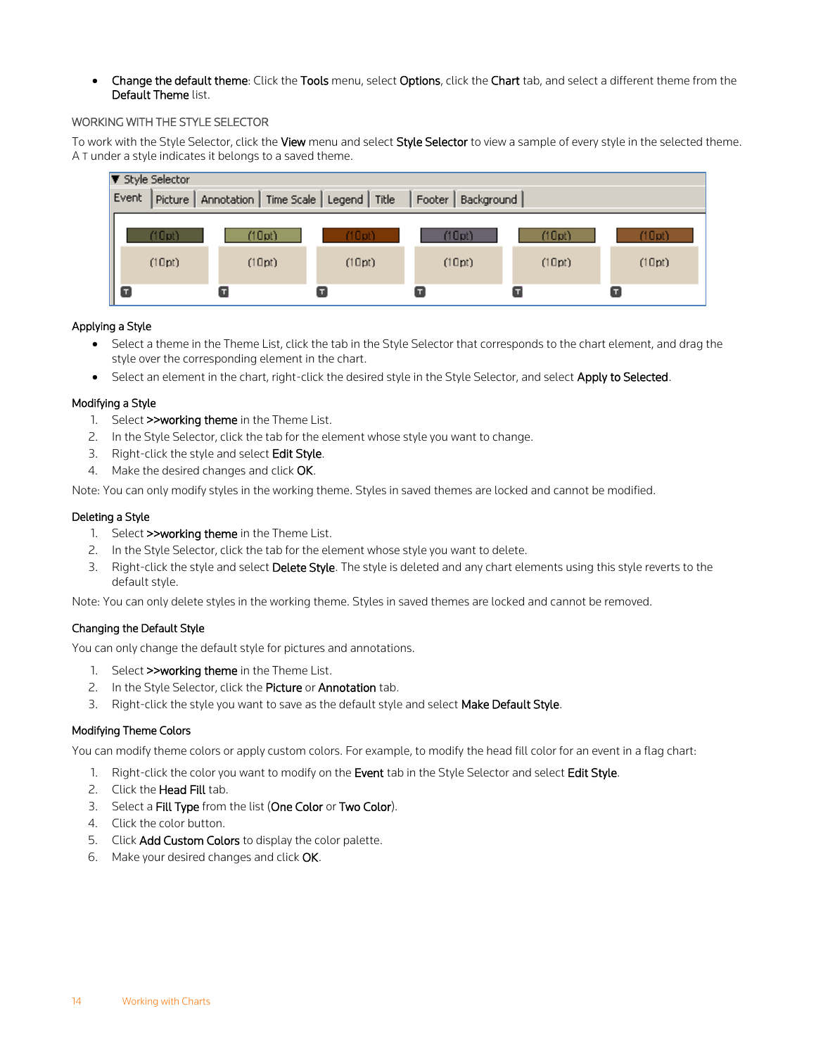- **Change the default theme**: Click the **Tools** menu, select **Options**, click the **Chart** tab, and select a different theme from the **Default Theme** list.

## WORKING WITH THE STYLE SELECTOR

To work with the Style Selector, click the **View** menu and select **Style Selector** to view a sample of every style in the selected theme. A T under a style indicates it belongs to a saved theme.

### Applying a Style

- Select a theme in the Theme List, click the tab in the Style Selector that corresponds to the chart element, and drag the style over the corresponding element in the chart.
- Select an element in the chart, right-click the desired style in the Style Selector, and select **Apply to Selected**.

### Modifying a Style

1. Select **>>working theme** in the Theme List.
2. In the Style Selector, click the tab for the element whose style you want to change.
3. Right-click the style and select **Edit Style**.
4. Make the desired changes and click **OK**.

Note: You can only modify styles in the working theme. Styles in saved themes are locked and cannot be modified.

### Deleting a Style

1. Select **>>working theme** in the Theme List.
2. In the Style Selector, click the tab for the element whose style you want to delete.
3. Right-click the style and select **Delete Style**. The style is deleted and any chart elements using this style reverts to the default style.

Note: You can only delete styles in the working theme. Styles in saved themes are locked and cannot be removed.

### Changing the Default Style

You can only change the default style for pictures and annotations.

1. Select **>>working theme** in the Theme List.
2. In the Style Selector, click the **Picture** or **Annotation** tab.
3. Right-click the style you want to save as the default style and select **Make Default Style**.

### Modifying Theme Colors

You can modify theme colors or apply custom colors. For example, to modify the head fill color for an event in a flag chart:

1. Right-click the color you want to modify on the **Event** tab in the Style Selector and select **Edit Style**.
2. Click the **Head Fill** tab.
3. Select a **Fill Type** from the list (**One Color** or **Two Color**).
4. Click the color button.
5. Click **Add Custom Colors** to display the color palette.
6. Make your desired changes and click **OK**.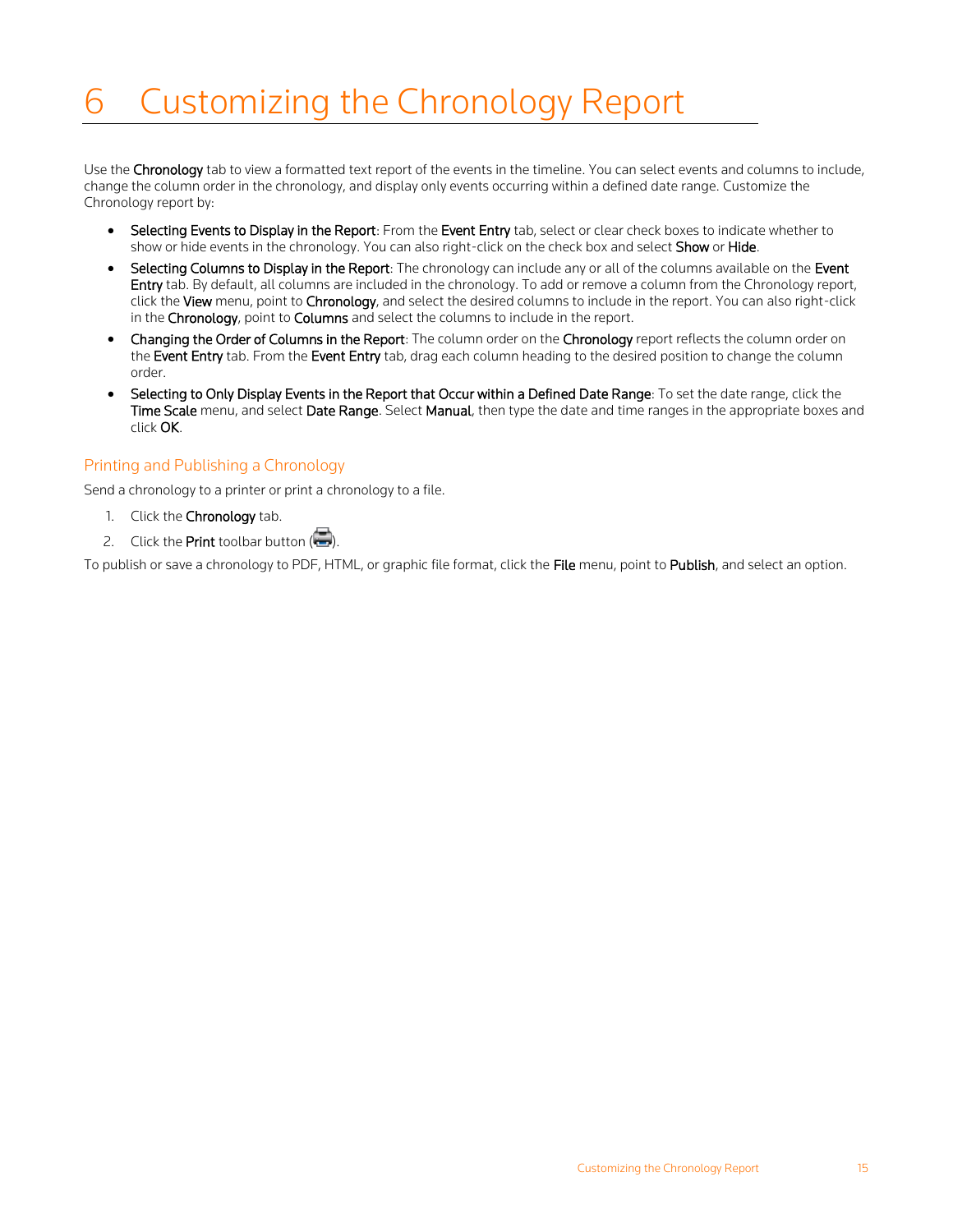# 6 Customizing the Chronology Report

Use the **Chronology** tab to view a formatted text report of the events in the timeline. You can select events and columns to include, change the column order in the chronology, and display only events occurring within a defined date range. Customize the Chronology report by:

- **Selecting Events to Display in the Report**: From the **Event Entry** tab, select or clear check boxes to indicate whether to show or hide events in the chronology. You can also right-click on the check box and select **Show** or **Hide**.
- **Selecting Columns to Display in the Report**: The chronology can include any or all of the columns available on the **Event Entry** tab. By default, all columns are included in the chronology. To add or remove a column from the Chronology report, click the **View** menu, point to **Chronology**, and select the desired columns to include in the report. You can also right-click in the **Chronology**, point to **Columns** and select the columns to include in the report.
- **Changing the Order of Columns in the Report**: The column order on the **Chronology** report reflects the column order on the **Event Entry** tab. From the **Event Entry** tab, drag each column heading to the desired position to change the column order.
- **Selecting to Only Display Events in the Report that Occur within a Defined Date Range**: To set the date range, click the **Time Scale** menu, and select **Date Range**. Select **Manual**, then type the date and time ranges in the appropriate boxes and click **OK**.

## Printing and Publishing a Chronology

Send a chronology to a printer or print a chronology to a file.

1. Click the **Chronology** tab.
2. Click the **Print** toolbar button ().

To publish or save a chronology to PDF, HTML, or graphic file format, click the **File** menu, point to **Publish**, and select an option.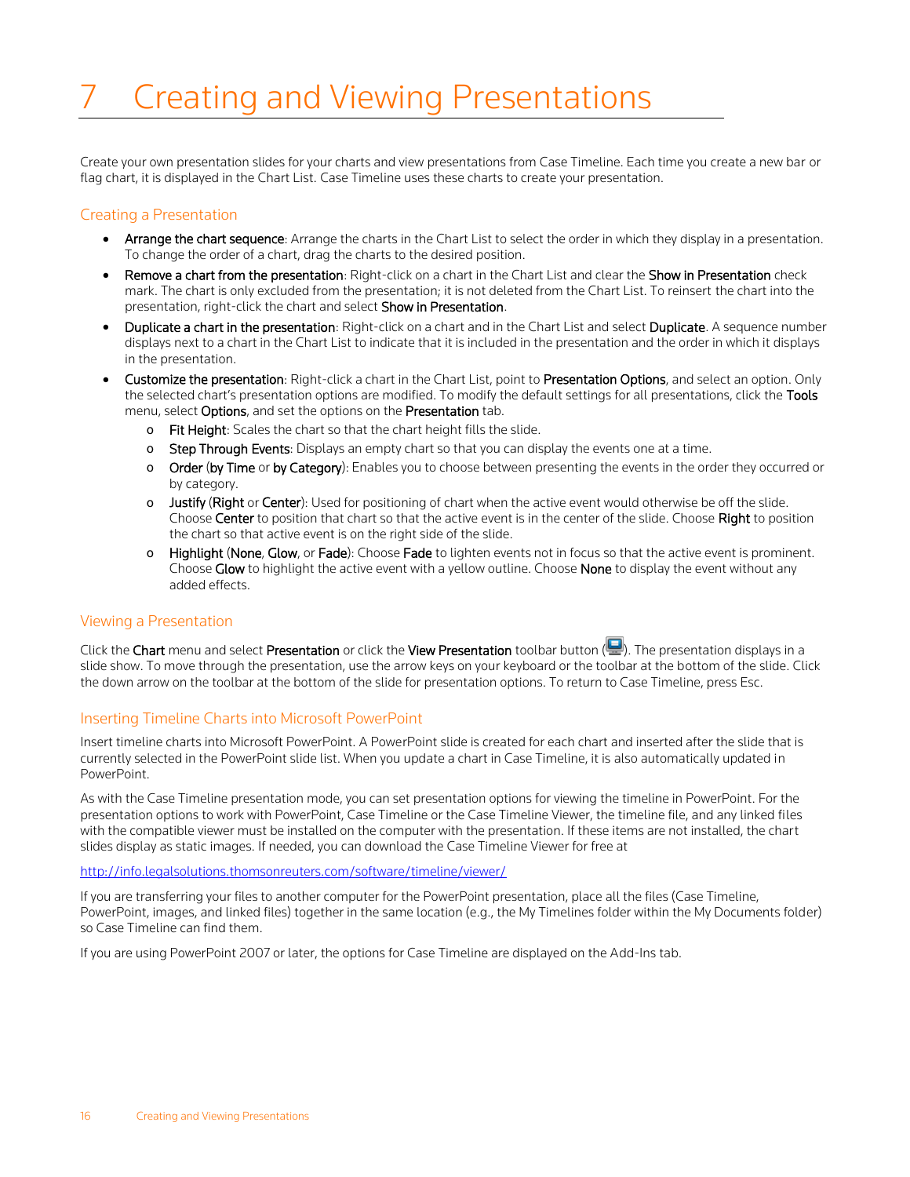# 7 Creating and Viewing Presentations

Create your own presentation slides for your charts and view presentations from Case Timeline. Each time you create a new bar or flag chart, it is displayed in the Chart List. Case Timeline uses these charts to create your presentation.

## Creating a Presentation

- **Arrange the chart sequence**: Arrange the charts in the Chart List to select the order in which they display in a presentation. To change the order of a chart, drag the charts to the desired position.
- **Remove a chart from the presentation**: Right-click on a chart in the Chart List and clear the **Show in Presentation** check mark. The chart is only excluded from the presentation; it is not deleted from the Chart List. To reinsert the chart into the presentation, right-click the chart and select **Show in Presentation**.
- **Duplicate a chart in the presentation**: Right-click on a chart and in the Chart List and select **Duplicate**. A sequence number displays next to a chart in the Chart List to indicate that it is included in the presentation and the order in which it displays in the presentation.
- **Customize the presentation**: Right-click a chart in the Chart List, point to **Presentation Options**, and select an option. Only the selected chart's presentation options are modified. To modify the default settings for all presentations, click the **Tools** menu, select **Options**, and set the options on the **Presentation** tab.
  - **Fit Height**: Scales the chart so that the chart height fills the slide.
  - **Step Through Events**: Displays an empty chart so that you can display the events one at a time.
  - **Order** (**by Time** or **by Category**): Enables you to choose between presenting the events in the order they occurred or by category.
  - **Justify** (**Right** or **Center**): Used for positioning of chart when the active event would otherwise be off the slide. Choose **Center** to position that chart so that the active event is in the center of the slide. Choose **Right** to position the chart so that active event is on the right side of the slide.
  - **Highlight** (**None**, **Glow**, or **Fade**): Choose **Fade** to lighten events not in focus so that the active event is prominent. Choose **Glow** to highlight the active event with a yellow outline. Choose **None** to display the event without any added effects.

## Viewing a Presentation

Click the **Chart** menu and select **Presentation** or click the **View Presentation** toolbar button ( ). The presentation displays in a slide show. To move through the presentation, use the arrow keys on your keyboard or the toolbar at the bottom of the slide. Click the down arrow on the toolbar at the bottom of the slide for presentation options. To return to Case Timeline, press Esc.

## Inserting Timeline Charts into Microsoft PowerPoint

Insert timeline charts into Microsoft PowerPoint. A PowerPoint slide is created for each chart and inserted after the slide that is currently selected in the PowerPoint slide list. When you update a chart in Case Timeline, it is also automatically updated in PowerPoint.

As with the Case Timeline presentation mode, you can set presentation options for viewing the timeline in PowerPoint. For the presentation options to work with PowerPoint, Case Timeline or the Case Timeline Viewer, the timeline file, and any linked files with the compatible viewer must be installed on the computer with the presentation. If these items are not installed, the chart slides display as static images. If needed, you can download the Case Timeline Viewer for free at

http://info.legalsolutions.thomsonreuters.com/software/timeline/viewer/

If you are transferring your files to another computer for the PowerPoint presentation, place all the files (Case Timeline, PowerPoint, images, and linked files) together in the same location (e.g., the My Timelines folder within the My Documents folder) so Case Timeline can find them.

If you are using PowerPoint 2007 or later, the options for Case Timeline are displayed on the Add-Ins tab.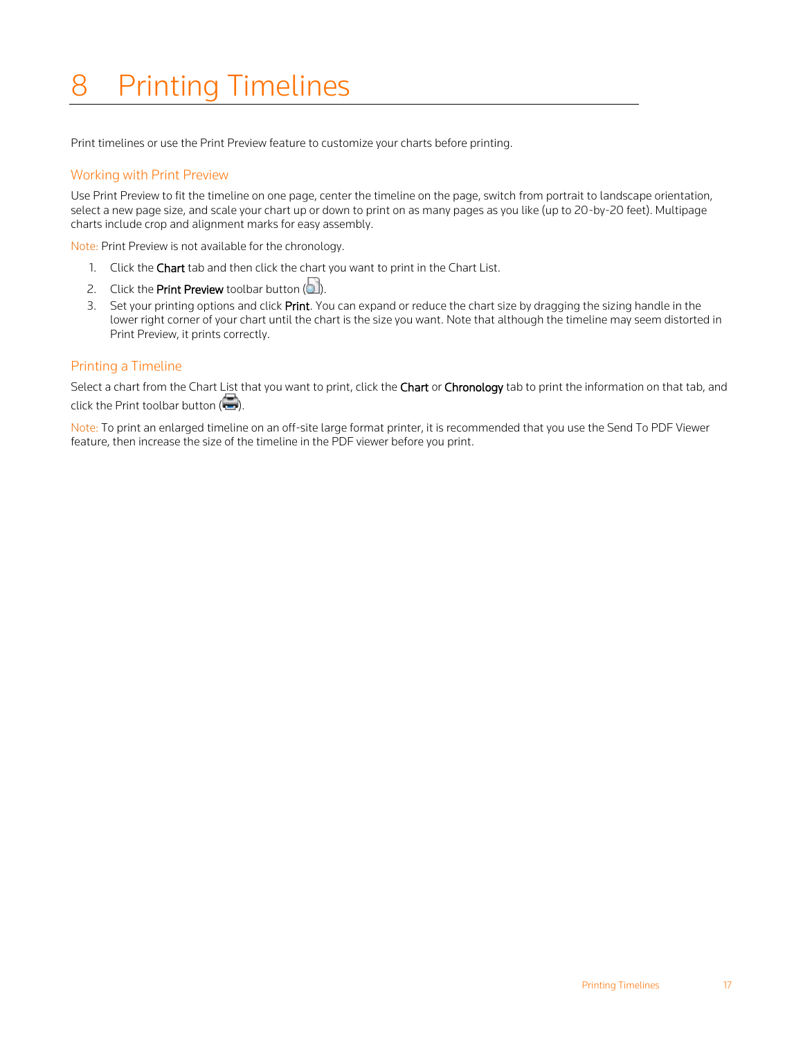# 8 Printing Timelines

Print timelines or use the Print Preview feature to customize your charts before printing.

## Working with Print Preview

Use Print Preview to fit the timeline on one page, center the timeline on the page, switch from portrait to landscape orientation, select a new page size, and scale your chart up or down to print on as many pages as you like (up to 20-by-20 feet). Multipage charts include crop and alignment marks for easy assembly.

Note: Print Preview is not available for the chronology.

1. Click the **Chart** tab and then click the chart you want to print in the Chart List.
2. Click the **Print Preview** toolbar button ( ).
3. Set your printing options and click **Print**. You can expand or reduce the chart size by dragging the sizing handle in the lower right corner of your chart until the chart is the size you want. Note that although the timeline may seem distorted in Print Preview, it prints correctly.

## Printing a Timeline

Select a chart from the Chart List that you want to print, click the **Chart** or **Chronology** tab to print the information on that tab, and click the Print toolbar button ( ).

Note: To print an enlarged timeline on an off-site large format printer, it is recommended that you use the Send To PDF Viewer feature, then increase the size of the timeline in the PDF viewer before you print.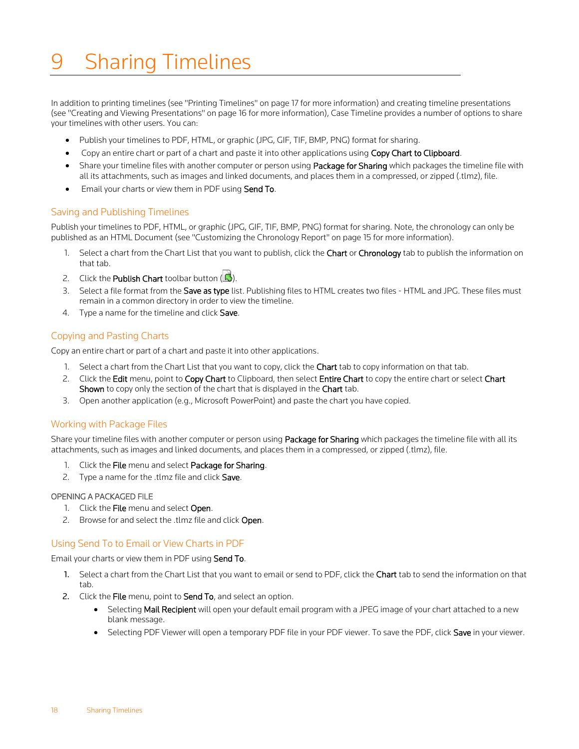# 9 Sharing Timelines

In addition to printing timelines (see "Printing Timelines" on page 17 for more information) and creating timeline presentations (see "Creating and Viewing Presentations" on page 16 for more information), Case Timeline provides a number of options to share your timelines with other users. You can:

- Publish your timelines to PDF, HTML, or graphic (JPG, GIF, TIF, BMP, PNG) format for sharing.
- Copy an entire chart or part of a chart and paste it into other applications using **Copy Chart to Clipboard**.
- Share your timeline files with another computer or person using **Package for Sharing** which packages the timeline file with all its attachments, such as images and linked documents, and places them in a compressed, or zipped (.tlmz), file.
- Email your charts or view them in PDF using **Send To**.

## Saving and Publishing Timelines

Publish your timelines to PDF, HTML, or graphic (JPG, GIF, TIF, BMP, PNG) format for sharing. Note, the chronology can only be published as an HTML Document (see "Customizing the Chronology Report" on page 15 for more information).

1. Select a chart from the Chart List that you want to publish, click the **Chart** or **Chronology** tab to publish the information on that tab.
2. Click the **Publish Chart** toolbar button ( ).
3. Select a file format from the **Save as type** list. Publishing files to HTML creates two files - HTML and JPG. These files must remain in a common directory in order to view the timeline.
4. Type a name for the timeline and click **Save**.

## Copying and Pasting Charts

Copy an entire chart or part of a chart and paste it into other applications.

1. Select a chart from the Chart List that you want to copy, click the **Chart** tab to copy information on that tab.
2. Click the **Edit** menu, point to **Copy Chart** to Clipboard, then select **Entire Chart** to copy the entire chart or select **Chart Shown** to copy only the section of the chart that is displayed in the **Chart** tab.
3. Open another application (e.g., Microsoft PowerPoint) and paste the chart you have copied.

## Working with Package Files

Share your timeline files with another computer or person using **Package for Sharing** which packages the timeline file with all its attachments, such as images and linked documents, and places them in a compressed, or zipped (.tlmz), file.

1. Click the **File** menu and select **Package for Sharing**.
2. Type a name for the .tlmz file and click **Save**.

### OPENING A PACKAGED FILE

1. Click the **File** menu and select **Open**.
2. Browse for and select the .tlmz file and click **Open**.

## Using Send To to Email or View Charts in PDF

Email your charts or view them in PDF using **Send To**.

1. Select a chart from the Chart List that you want to email or send to PDF, click the **Chart** tab to send the information on that tab.
2. Click the **File** menu, point to **Send To**, and select an option.
   - Selecting **Mail Recipient** will open your default email program with a JPEG image of your chart attached to a new blank message.
   - Selecting PDF Viewer will open a temporary PDF file in your PDF viewer. To save the PDF, click **Save** in your viewer.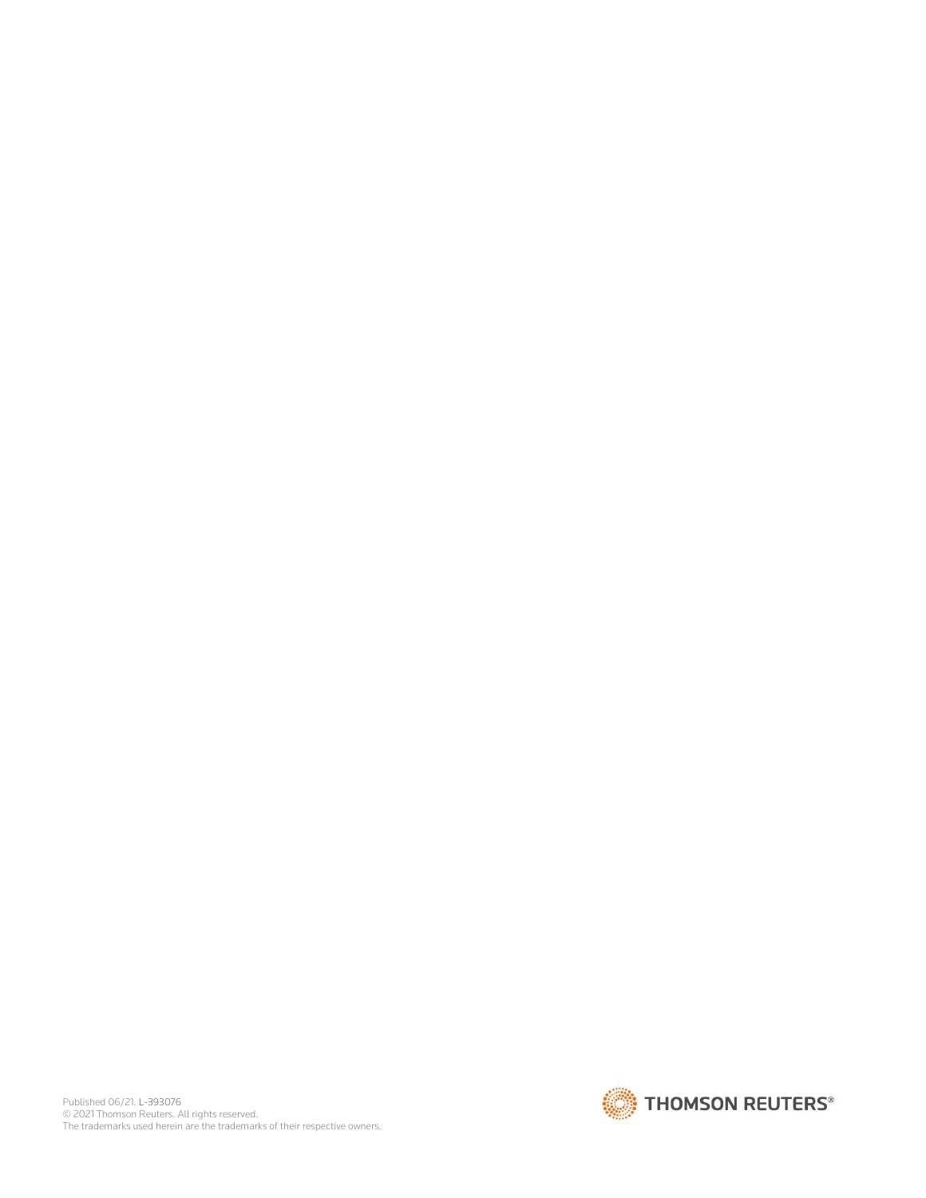Published 06/21. L-393076
© 2021 Thomson Reuters. All rights reserved.
The trademarks used herein are the trademarks of their respective owners.

THOMSON REUTERS®